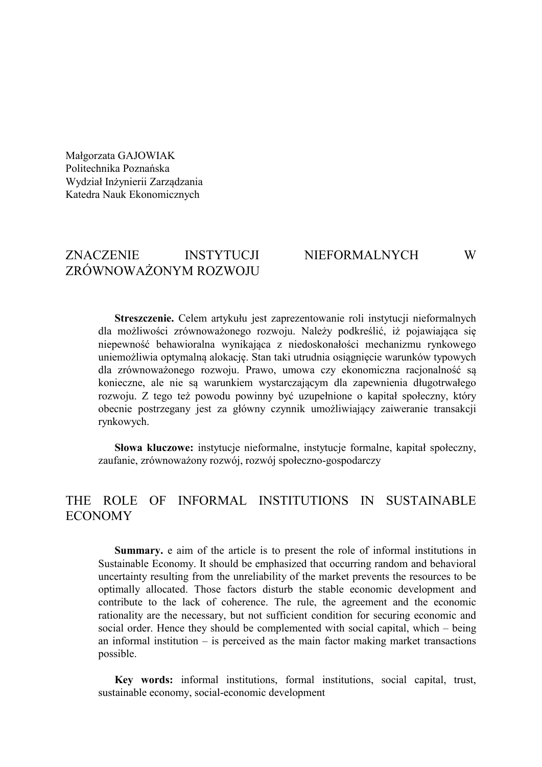Małgorzata GAJOWIAK  
Politechnika Poznańska  
Wydział Inżynierii Zarządzania  
Katedra Nauk Ekonomicznych

# ZNACZENIE INSTYTUCJI NIEFORMALNYCH W ZRÓWNOWAŻONYM ROZWOJU

**Streszczenie.** Celem artykułu jest zaprezentowanie roli instytucji nieformalnych dla możliwości zrównoważonego rozwoju. Należy podkreślić, iż pojawiająca się niepewność behawioralna wynikająca z niedoskonałości mechanizmu rynkowego uniemożliwia optymalną alokację. Stan taki utrudnia osiągnięcie warunków typowych dla zrównoważonego rozwoju. Prawo, umowa czy ekonomiczna racjonalność są konieczne, ale nie są warunkiem wystarczającym dla zapewnienia długotrwałego rozwoju. Z tego też powodu powinny być uzupełnione o kapitał społeczny, który obecnie postrzegany jest za główny czynnik umożliwiający zaiweranie transakcji rynkowych.

**Słowa kluczowe:** instytucje nieformalne, instytucje formalne, kapitał społeczny, zaufanie, zrównoważony rozwój, rozwój społeczno-gospodarczy

# THE ROLE OF INFORMAL INSTITUTIONS IN SUSTAINABLE ECONOMY

**Summary.** e aim of the article is to present the role of informal institutions in Sustainable Economy. It should be emphasized that occurring random and behavioral uncertainty resulting from the unreliability of the market prevents the resources to be optimally allocated. Those factors disturb the stable economic development and contribute to the lack of coherence. The rule, the agreement and the economic rationality are the necessary, but not sufficient condition for securing economic and social order. Hence they should be complemented with social capital, which – being an informal institution – is perceived as the main factor making market transactions possible.

**Key words:** informal institutions, formal institutions, social capital, trust, sustainable economy, social-economic development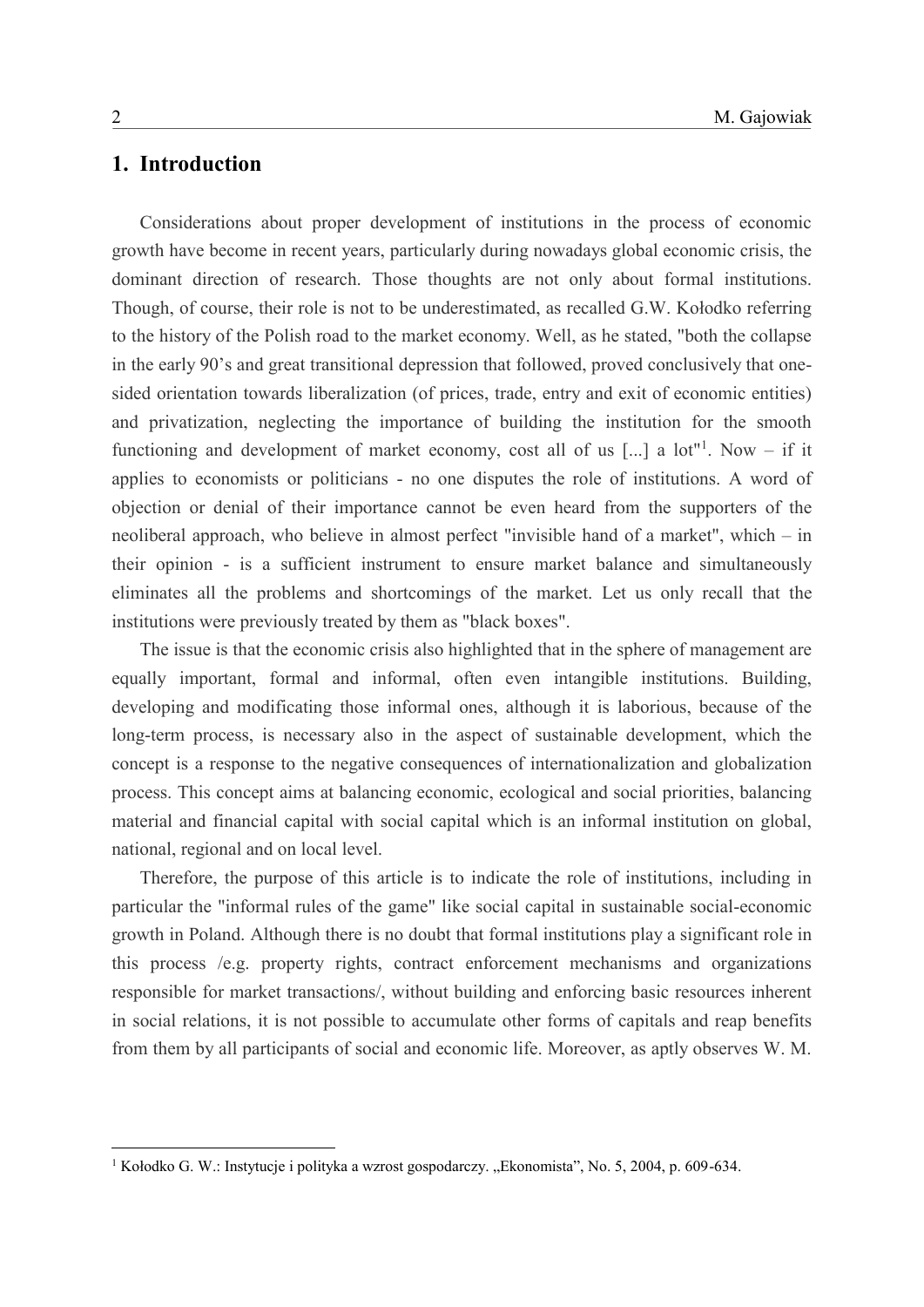## 1. Introduction

Considerations about proper development of institutions in the process of economic growth have become in recent years, particularly during nowadays global economic crisis, the dominant direction of research. Those thoughts are not only about formal institutions. Though, of course, their role is not to be underestimated, as recalled G.W. Kołodko referring to the history of the Polish road to the market economy. Well, as he stated, "both the collapse in the early 90's and great transitional depression that followed, proved conclusively that one-sided orientation towards liberalization (of prices, trade, entry and exit of economic entities) and privatization, neglecting the importance of building the institution for the smooth functioning and development of market economy, cost all of us [...] a lot"[1]. Now – if it applies to economists or politicians - no one disputes the role of institutions. A word of objection or denial of their importance cannot be even heard from the supporters of the neoliberal approach, who believe in almost perfect "invisible hand of a market", which – in their opinion - is a sufficient instrument to ensure market balance and simultaneously eliminates all the problems and shortcomings of the market. Let us only recall that the institutions were previously treated by them as "black boxes".

The issue is that the economic crisis also highlighted that in the sphere of management are equally important, formal and informal, often even intangible institutions. Building, developing and modificating those informal ones, although it is laborious, because of the long-term process, is necessary also in the aspect of sustainable development, which the concept is a response to the negative consequences of internationalization and globalization process. This concept aims at balancing economic, ecological and social priorities, balancing material and financial capital with social capital which is an informal institution on global, national, regional and on local level.

Therefore, the purpose of this article is to indicate the role of institutions, including in particular the "informal rules of the game" like social capital in sustainable social-economic growth in Poland. Although there is no doubt that formal institutions play a significant role in this process /e.g. property rights, contract enforcement mechanisms and organizations responsible for market transactions/, without building and enforcing basic resources inherent in social relations, it is not possible to accumulate other forms of capitals and reap benefits from them by all participants of social and economic life. Moreover, as aptly observes W. M.

[1] Kołodko G. W.: Instytucje i polityka a wzrost gospodarczy. „Ekonomista", No. 5, 2004, p. 609-634.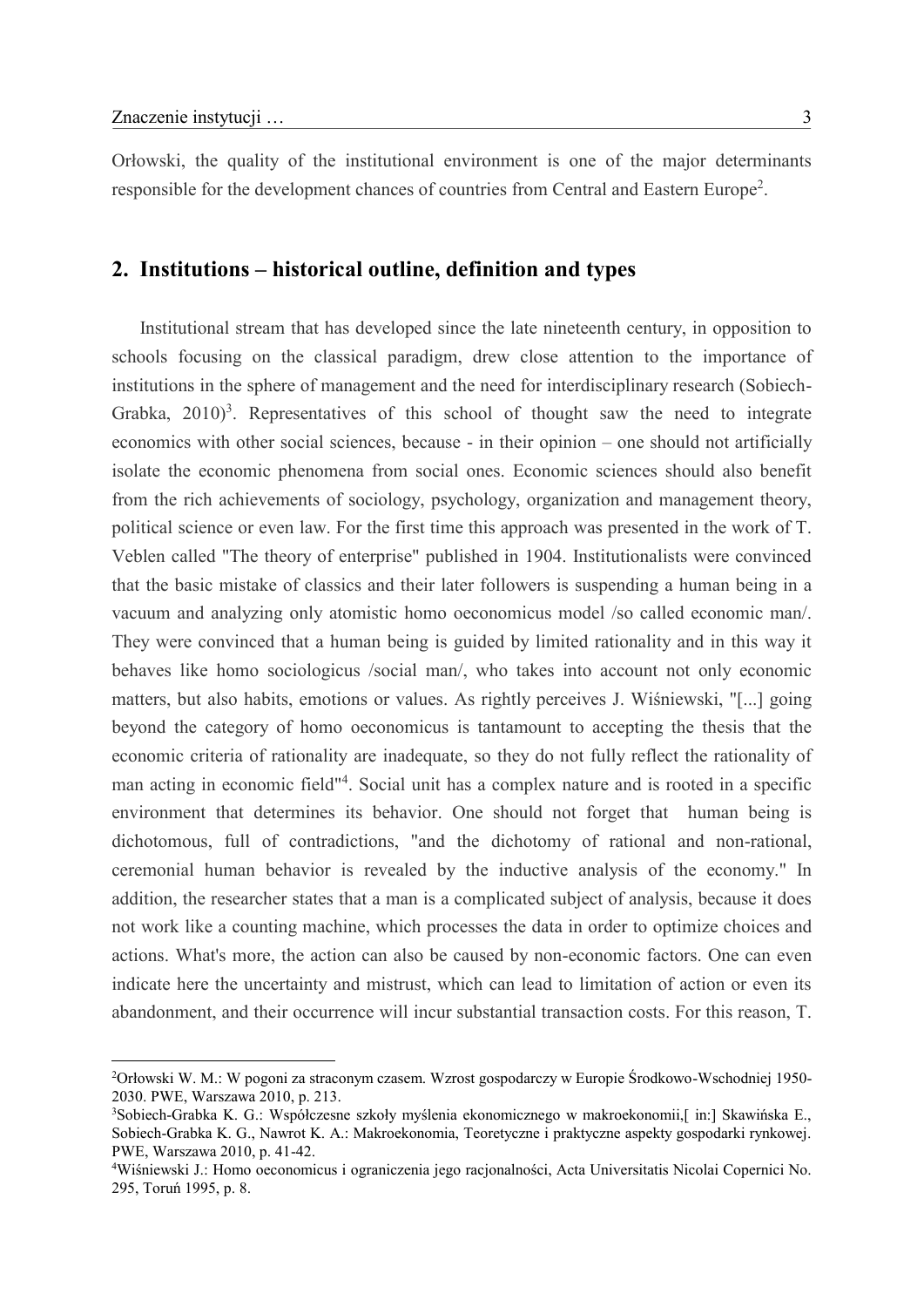Orłowski, the quality of the institutional environment is one of the major determinants responsible for the development chances of countries from Central and Eastern Europe[2].

## 2. Institutions – historical outline, definition and types

Institutional stream that has developed since the late nineteenth century, in opposition to schools focusing on the classical paradigm, drew close attention to the importance of institutions in the sphere of management and the need for interdisciplinary research (Sobiech-Grabka, 2010)[3]. Representatives of this school of thought saw the need to integrate economics with other social sciences, because - in their opinion – one should not artificially isolate the economic phenomena from social ones. Economic sciences should also benefit from the rich achievements of sociology, psychology, organization and management theory, political science or even law. For the first time this approach was presented in the work of T. Veblen called "The theory of enterprise" published in 1904. Institutionalists were convinced that the basic mistake of classics and their later followers is suspending a human being in a vacuum and analyzing only atomistic homo oeconomicus model /so called economic man/. They were convinced that a human being is guided by limited rationality and in this way it behaves like homo sociologicus /social man/, who takes into account not only economic matters, but also habits, emotions or values. As rightly perceives J. Wiśniewski, "[...] going beyond the category of homo oeconomicus is tantamount to accepting the thesis that the economic criteria of rationality are inadequate, so they do not fully reflect the rationality of man acting in economic field"[4]. Social unit has a complex nature and is rooted in a specific environment that determines its behavior. One should not forget that human being is dichotomous, full of contradictions, "and the dichotomy of rational and non-rational, ceremonial human behavior is revealed by the inductive analysis of the economy." In addition, the researcher states that a man is a complicated subject of analysis, because it does not work like a counting machine, which processes the data in order to optimize choices and actions. What's more, the action can also be caused by non-economic factors. One can even indicate here the uncertainty and mistrust, which can lead to limitation of action or even its abandonment, and their occurrence will incur substantial transaction costs. For this reason, T.

---

[2] Orłowski W. M.: W pogoni za straconym czasem. Wzrost gospodarczy w Europie Środkowo-Wschodniej 1950-2030. PWE, Warszawa 2010, p. 213.

[3] Sobiech-Grabka K. G.: Współczesne szkoły myślenia ekonomicznego w makroekonomii,[ in:] Skawińska E., Sobiech-Grabka K. G., Nawrot K. A.: Makroekonomia, Teoretyczne i praktyczne aspekty gospodarki rynkowej. PWE, Warszawa 2010, p. 41-42.

[4] Wiśniewski J.: Homo oeconomicus i ograniczenia jego racjonalności, Acta Universitatis Nicolai Copernici No. 295, Toruń 1995, p. 8.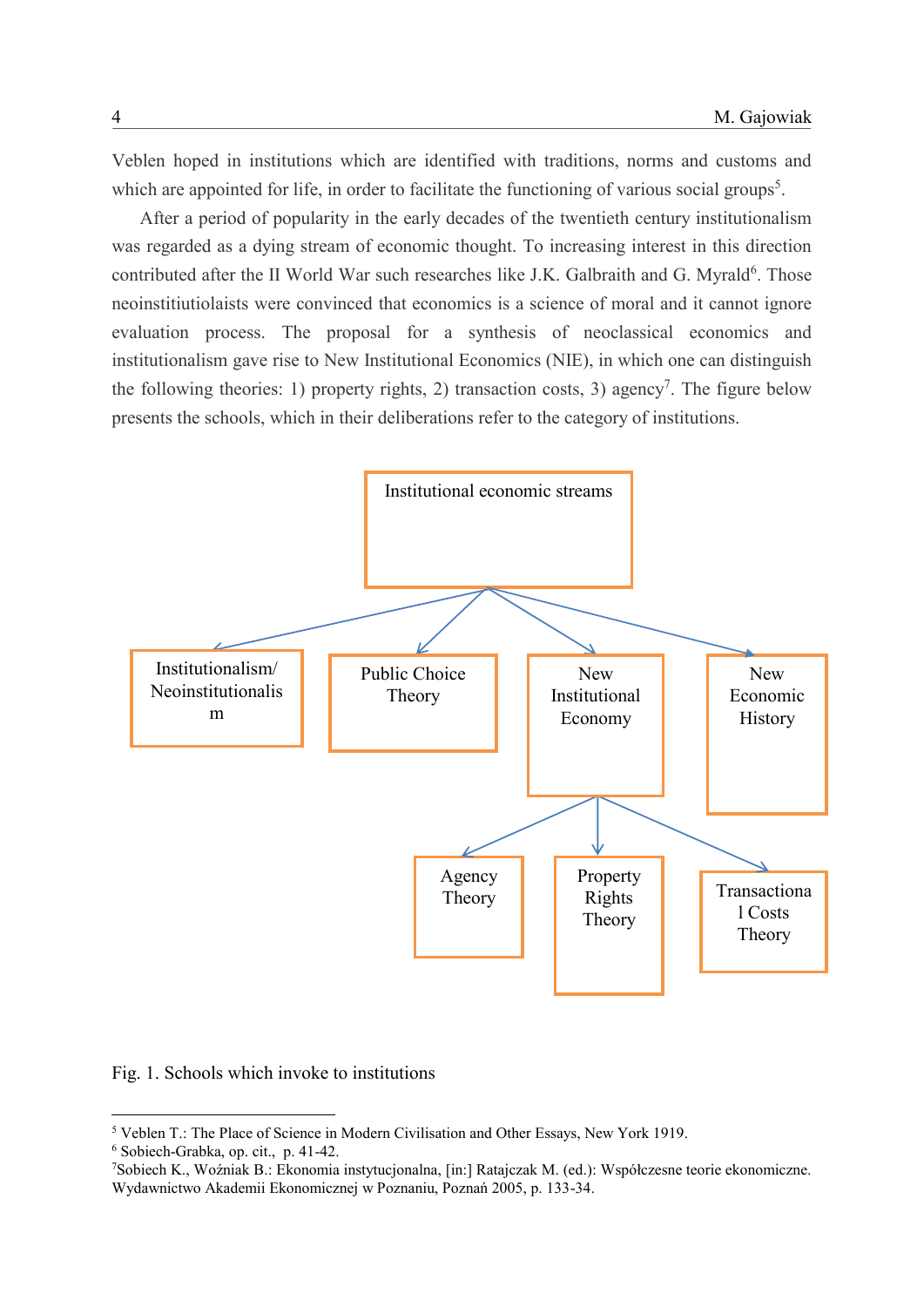Veblen hoped in institutions which are identified with traditions, norms and customs and which are appointed for life, in order to facilitate the functioning of various social groups[5].

After a period of popularity in the early decades of the twentieth century institutionalism was regarded as a dying stream of economic thought. To increasing interest in this direction contributed after the II World War such researches like J.K. Galbraith and G. Myrald[6]. Those neoinstitiutiolaists were convinced that economics is a science of moral and it cannot ignore evaluation process. The proposal for a synthesis of neoclassical economics and institutionalism gave rise to New Institutional Economics (NIE), in which one can distinguish the following theories: 1) property rights, 2) transaction costs, 3) agency[7]. The figure below presents the schools, which in their deliberations refer to the category of institutions.

- Institutional economic streams
  - Institutionalism/ Neoinstitutionalism
  - Public Choice Theory
  - New Institutional Economy
    - Agency Theory
    - Property Rights Theory
    - Transactional Costs Theory
  - New Economic History

Fig. 1. Schools which invoke to institutions

---

[5] Veblen T.: The Place of Science in Modern Civilisation and Other Essays, New York 1919.

[6] Sobiech-Grabka, op. cit., p. 41-42.

[7] Sobiech K., Woźniak B.: Ekonomia instytucjonalna, [in:] Ratajczak M. (ed.): Współczesne teorie ekonomiczne. Wydawnictwo Akademii Ekonomicznej w Poznaniu, Poznań 2005, p. 133-34.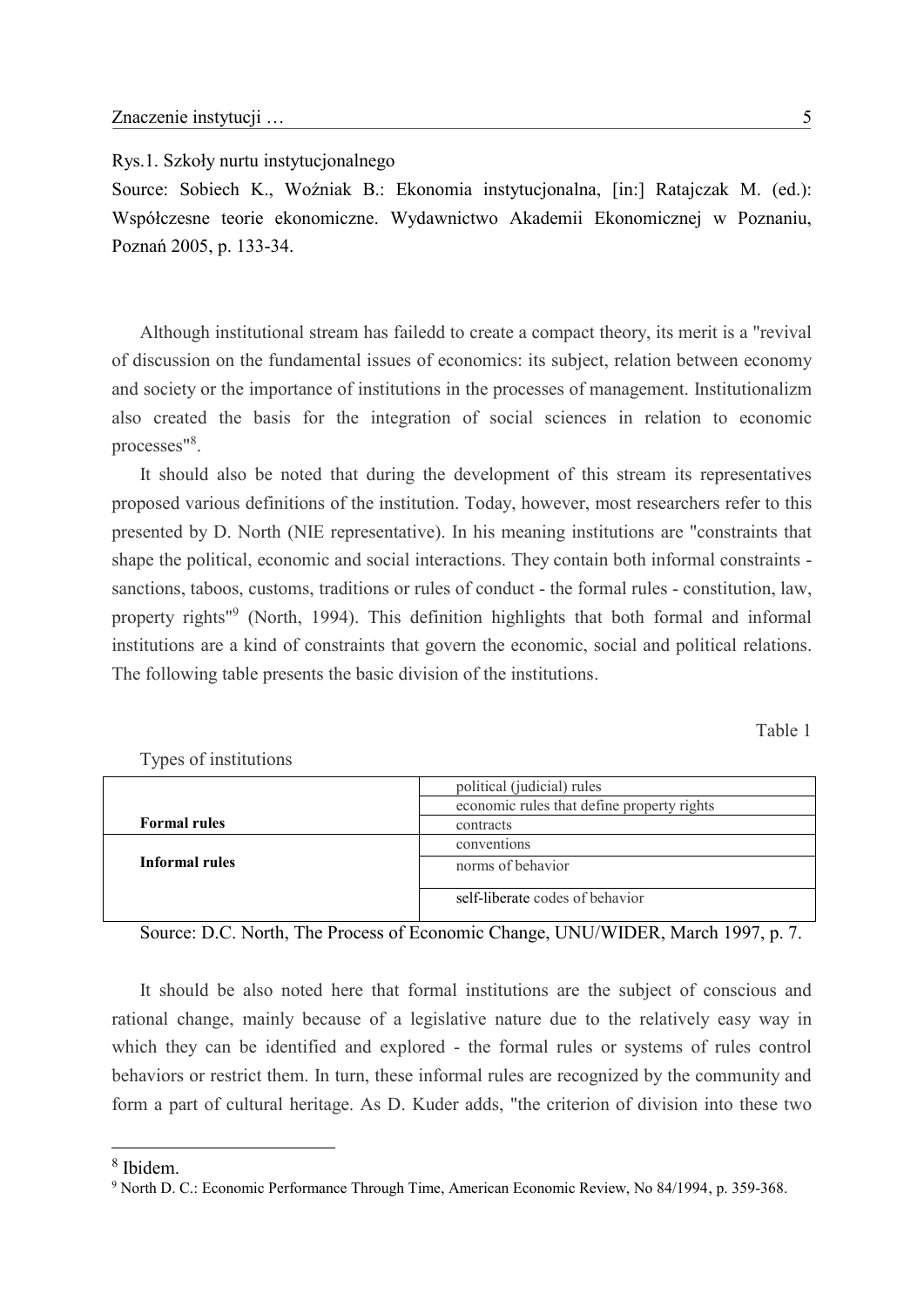Rys.1. Szkoły nurtu instytucjonalnego

Source: Sobiech K., Woźniak B.: Ekonomia instytucjonalna, [in:] Ratajczak M. (ed.): Współczesne teorie ekonomiczne. Wydawnictwo Akademii Ekonomicznej w Poznaniu, Poznań 2005, p. 133-34.

Although institutional stream has failedd to create a compact theory, its merit is a "revival of discussion on the fundamental issues of economics: its subject, relation between economy and society or the importance of institutions in the processes of management. Institutionalizm also created the basis for the integration of social sciences in relation to economic processes"[8].

It should also be noted that during the development of this stream its representatives proposed various definitions of the institution. Today, however, most researchers refer to this presented by D. North (NIE representative). In his meaning institutions are "constraints that shape the political, economic and social interactions. They contain both informal constraints - sanctions, taboos, customs, traditions or rules of conduct - the formal rules - constitution, law, property rights"[9] (North, 1994). This definition highlights that both formal and informal institutions are a kind of constraints that govern the economic, social and political relations. The following table presents the basic division of the institutions.

Table 1

Types of institutions

| | |
|---|---|
| **Formal rules** | political (judicial) rules |
| | economic rules that define property rights |
| | contracts |
| **Informal rules** | conventions |
| | norms of behavior |
| | self-liberate codes of behavior |

Source: D.C. North, The Process of Economic Change, UNU/WIDER, March 1997, p. 7.

It should be also noted here that formal institutions are the subject of conscious and rational change, mainly because of a legislative nature due to the relatively easy way in which they can be identified and explored - the formal rules or systems of rules control behaviors or restrict them. In turn, these informal rules are recognized by the community and form a part of cultural heritage. As D. Kuder adds, "the criterion of division into these two

---

[8] Ibidem.

[9] North D. C.: Economic Performance Through Time, American Economic Review, No 84/1994, p. 359-368.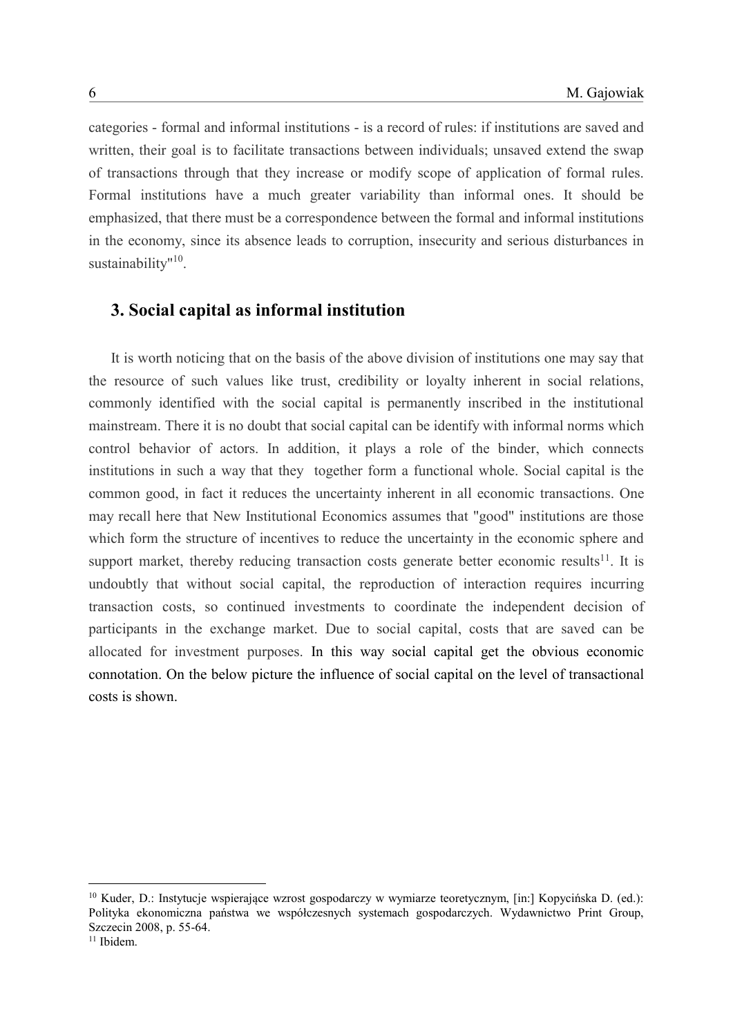categories - formal and informal institutions - is a record of rules: if institutions are saved and written, their goal is to facilitate transactions between individuals; unsaved extend the swap of transactions through that they increase or modify scope of application of formal rules. Formal institutions have a much greater variability than informal ones. It should be emphasized, that there must be a correspondence between the formal and informal institutions in the economy, since its absence leads to corruption, insecurity and serious disturbances in sustainability"[10].

## 3. Social capital as informal institution

It is worth noticing that on the basis of the above division of institutions one may say that the resource of such values like trust, credibility or loyalty inherent in social relations, commonly identified with the social capital is permanently inscribed in the institutional mainstream. There it is no doubt that social capital can be identify with informal norms which control behavior of actors. In addition, it plays a role of the binder, which connects institutions in such a way that they together form a functional whole. Social capital is the common good, in fact it reduces the uncertainty inherent in all economic transactions. One may recall here that New Institutional Economics assumes that "good" institutions are those which form the structure of incentives to reduce the uncertainty in the economic sphere and support market, thereby reducing transaction costs generate better economic results[11]. It is undoubtly that without social capital, the reproduction of interaction requires incurring transaction costs, so continued investments to coordinate the independent decision of participants in the exchange market. Due to social capital, costs that are saved can be allocated for investment purposes. In this way social capital get the obvious economic connotation. On the below picture the influence of social capital on the level of transactional costs is shown.

---

[10] Kuder, D.: Instytucje wspierające wzrost gospodarczy w wymiarze teoretycznym, [in:] Kopycińska D. (ed.): Polityka ekonomiczna państwa we współczesnych systemach gospodarczych. Wydawnictwo Print Group, Szczecin 2008, p. 55-64.

[11] Ibidem.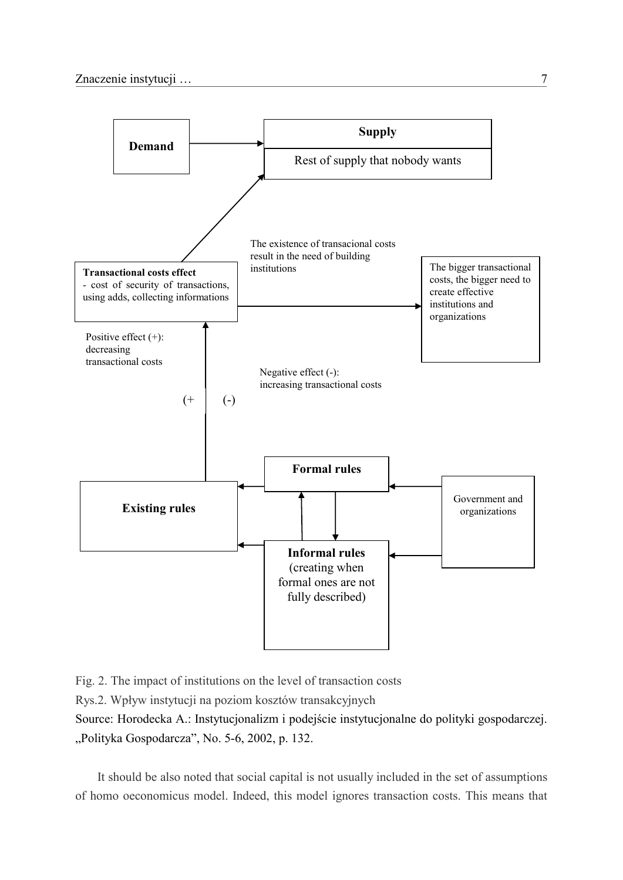Demand

Supply

Rest of supply that nobody wants

The existence of transacional costs result in the need of building institutions

**Transactional costs effect**
- cost of security of transactions, using adds, collecting informations

The bigger transactional costs, the bigger need to create effective institutions and organizations

Positive effect (+): decreasing transactional costs

Negative effect (-): increasing transactional costs

(+ (-)

**Formal rules**

**Existing rules**

Government and organizations

**Informal rules** (creating when formal ones are not fully described)

Fig. 2. The impact of institutions on the level of transaction costs

Rys.2. Wpływ instytucji na poziom kosztów transakcyjnych

Source: Horodecka A.: Instytucjonalizm i podejście instytucjonalne do polityki gospodarczej. „Polityka Gospodarcza", No. 5-6, 2002, p. 132.

It should be also noted that social capital is not usually included in the set of assumptions of homo oeconomicus model. Indeed, this model ignores transaction costs. This means that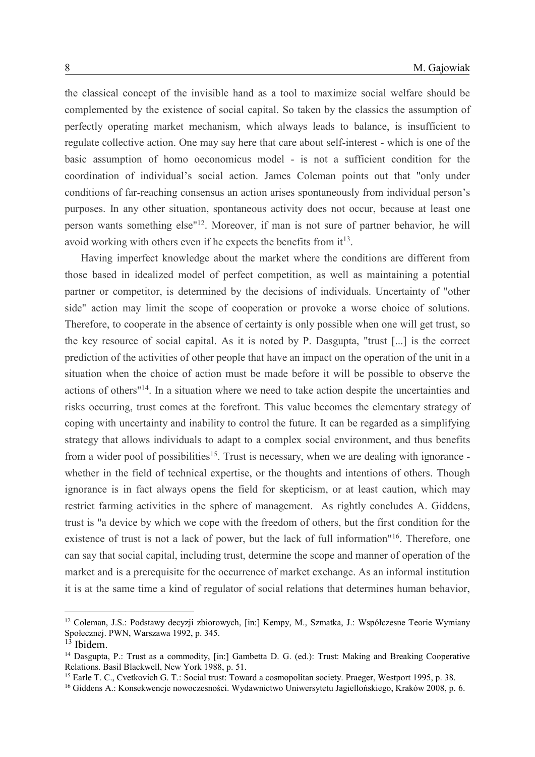the classical concept of the invisible hand as a tool to maximize social welfare should be complemented by the existence of social capital. So taken by the classics the assumption of perfectly operating market mechanism, which always leads to balance, is insufficient to regulate collective action. One may say here that care about self-interest - which is one of the basic assumption of homo oeconomicus model - is not a sufficient condition for the coordination of individual's social action. James Coleman points out that "only under conditions of far-reaching consensus an action arises spontaneously from individual person's purposes. In any other situation, spontaneous activity does not occur, because at least one person wants something else"[12]. Moreover, if man is not sure of partner behavior, he will avoid working with others even if he expects the benefits from it[13].

Having imperfect knowledge about the market where the conditions are different from those based in idealized model of perfect competition, as well as maintaining a potential partner or competitor, is determined by the decisions of individuals. Uncertainty of "other side" action may limit the scope of cooperation or provoke a worse choice of solutions. Therefore, to cooperate in the absence of certainty is only possible when one will get trust, so the key resource of social capital. As it is noted by P. Dasgupta, "trust [...] is the correct prediction of the activities of other people that have an impact on the operation of the unit in a situation when the choice of action must be made before it will be possible to observe the actions of others"[14]. In a situation where we need to take action despite the uncertainties and risks occurring, trust comes at the forefront. This value becomes the elementary strategy of coping with uncertainty and inability to control the future. It can be regarded as a simplifying strategy that allows individuals to adapt to a complex social environment, and thus benefits from a wider pool of possibilities[15]. Trust is necessary, when we are dealing with ignorance - whether in the field of technical expertise, or the thoughts and intentions of others. Though ignorance is in fact always opens the field for skepticism, or at least caution, which may restrict farming activities in the sphere of management. As rightly concludes A. Giddens, trust is "a device by which we cope with the freedom of others, but the first condition for the existence of trust is not a lack of power, but the lack of full information"[16]. Therefore, one can say that social capital, including trust, determine the scope and manner of operation of the market and is a prerequisite for the occurrence of market exchange. As an informal institution it is at the same time a kind of regulator of social relations that determines human behavior,

---

[12] Coleman, J.S.: Podstawy decyzji zbiorowych, [in:] Kempy, M., Szmatka, J.: Współczesne Teorie Wymiany Społecznej. PWN, Warszawa 1992, p. 345.

[13] Ibidem.

[14] Dasgupta, P.: Trust as a commodity, [in:] Gambetta D. G. (ed.): Trust: Making and Breaking Cooperative Relations. Basil Blackwell, New York 1988, p. 51.

[15] Earle T. C., Cvetkovich G. T.: Social trust: Toward a cosmopolitan society. Praeger, Westport 1995, p. 38.

[16] Giddens A.: Konsekwencje nowoczesności. Wydawnictwo Uniwersytetu Jagiellońskiego, Kraków 2008, p. 6.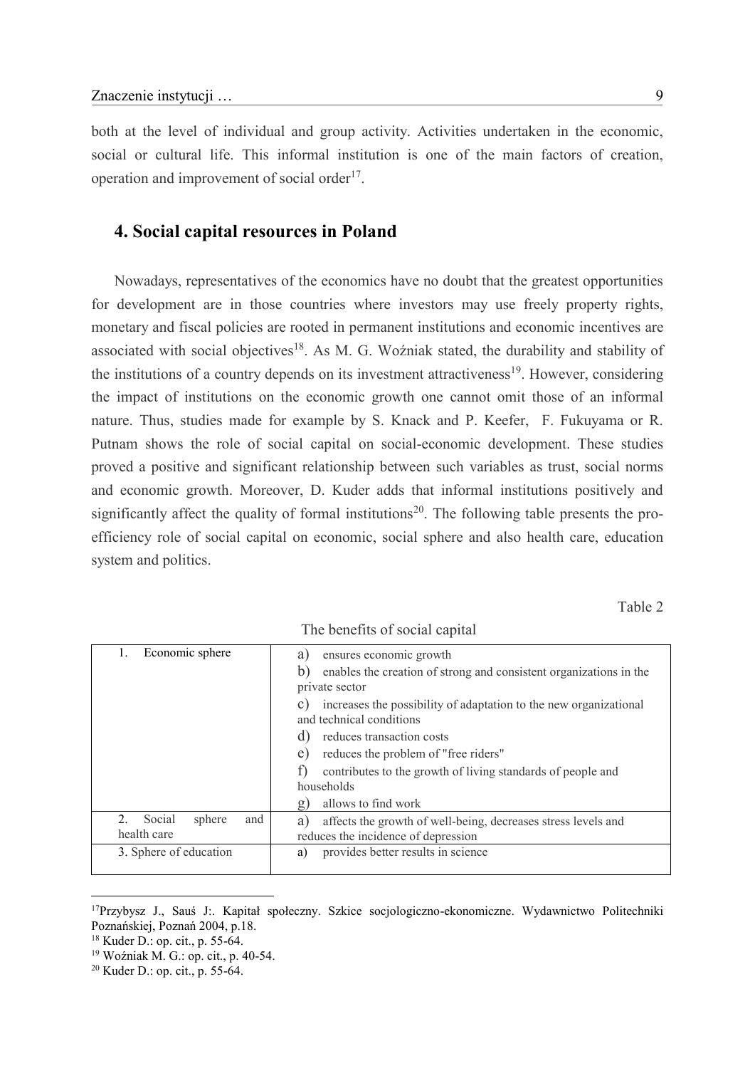both at the level of individual and group activity. Activities undertaken in the economic, social or cultural life. This informal institution is one of the main factors of creation, operation and improvement of social order[17].

## 4. Social capital resources in Poland

Nowadays, representatives of the economics have no doubt that the greatest opportunities for development are in those countries where investors may use freely property rights, monetary and fiscal policies are rooted in permanent institutions and economic incentives are associated with social objectives[18]. As M. G. Woźniak stated, the durability and stability of the institutions of a country depends on its investment attractiveness[19]. However, considering the impact of institutions on the economic growth one cannot omit those of an informal nature. Thus, studies made for example by S. Knack and P. Keefer, F. Fukuyama or R. Putnam shows the role of social capital on social-economic development. These studies proved a positive and significant relationship between such variables as trust, social norms and economic growth. Moreover, D. Kuder adds that informal institutions positively and significantly affect the quality of formal institutions[20]. The following table presents the pro-efficiency role of social capital on economic, social sphere and also health care, education system and politics.

Table 2

The benefits of social capital

| | |
|---|---|
| 1. Economic sphere | a) ensures economic growth<br>b) enables the creation of strong and consistent organizations in the private sector<br>c) increases the possibility of adaptation to the new organizational and technical conditions<br>d) reduces transaction costs<br>e) reduces the problem of "free riders"<br>f) contributes to the growth of living standards of people and households<br>g) allows to find work |
| 2. Social sphere and health care | a) affects the growth of well-being, decreases stress levels and reduces the incidence of depression |
| 3. Sphere of education | a) provides better results in science |

[17] Przybysz J., Sauś J:. Kapitał społeczny. Szkice socjologiczno-ekonomiczne. Wydawnictwo Politechniki Poznańskiej, Poznań 2004, p.18.

[18] Kuder D.: op. cit., p. 55-64.

[19] Woźniak M. G.: op. cit., p. 40-54.

[20] Kuder D.: op. cit., p. 55-64.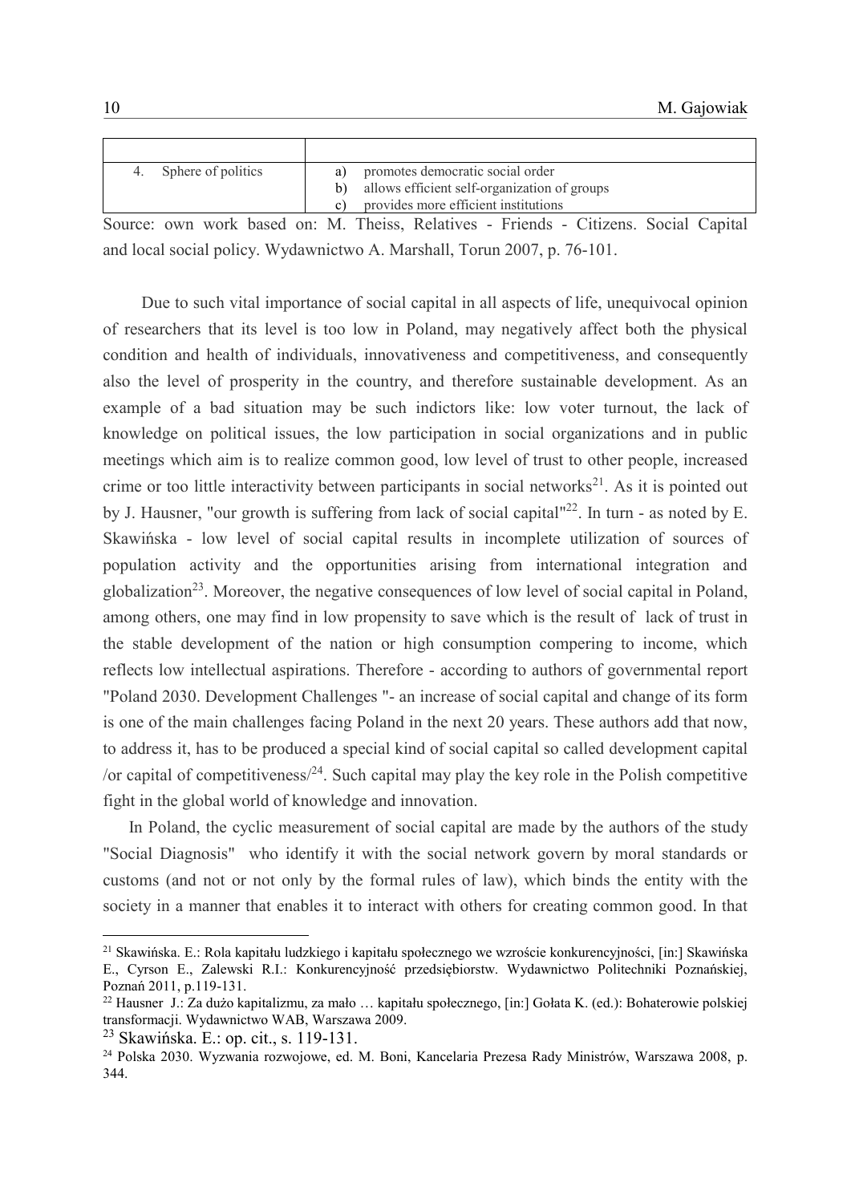| | |
|---|---|
| 4. Sphere of politics | a) promotes democratic social order<br>b) allows efficient self-organization of groups<br>c) provides more efficient institutions |

Source: own work based on: M. Theiss, Relatives - Friends - Citizens. Social Capital and local social policy. Wydawnictwo A. Marshall, Torun 2007, p. 76-101.

Due to such vital importance of social capital in all aspects of life, unequivocal opinion of researchers that its level is too low in Poland, may negatively affect both the physical condition and health of individuals, innovativeness and competitiveness, and consequently also the level of prosperity in the country, and therefore sustainable development. As an example of a bad situation may be such indictors like: low voter turnout, the lack of knowledge on political issues, the low participation in social organizations and in public meetings which aim is to realize common good, low level of trust to other people, increased crime or too little interactivity between participants in social networks[21]. As it is pointed out by J. Hausner, "our growth is suffering from lack of social capital"[22]. In turn - as noted by E. Skawińska - low level of social capital results in incomplete utilization of sources of population activity and the opportunities arising from international integration and globalization[23]. Moreover, the negative consequences of low level of social capital in Poland, among others, one may find in low propensity to save which is the result of lack of trust in the stable development of the nation or high consumption compering to income, which reflects low intellectual aspirations. Therefore - according to authors of governmental report "Poland 2030. Development Challenges "- an increase of social capital and change of its form is one of the main challenges facing Poland in the next 20 years. These authors add that now, to address it, has to be produced a special kind of social capital so called development capital /or capital of competitiveness/[24]. Such capital may play the key role in the Polish competitive fight in the global world of knowledge and innovation.

In Poland, the cyclic measurement of social capital are made by the authors of the study "Social Diagnosis" who identify it with the social network govern by moral standards or customs (and not or not only by the formal rules of law), which binds the entity with the society in a manner that enables it to interact with others for creating common good. In that

---

[21] Skawińska. E.: Rola kapitału ludzkiego i kapitału społecznego we wzroście konkurencyjności, [in:] Skawińska E., Cyrson E., Zalewski R.I.: Konkurencyjność przedsiębiorstw. Wydawnictwo Politechniki Poznańskiej, Poznań 2011, p.119-131.

[22] Hausner J.: Za dużo kapitalizmu, za mało … kapitału społecznego, [in:] Gołata K. (ed.): Bohaterowie polskiej transformacji. Wydawnictwo WAB, Warszawa 2009.

[23] Skawińska. E.: op. cit., s. 119-131.

[24] Polska 2030. Wyzwania rozwojowe, ed. M. Boni, Kancelaria Prezesa Rady Ministrów, Warszawa 2008, p. 344.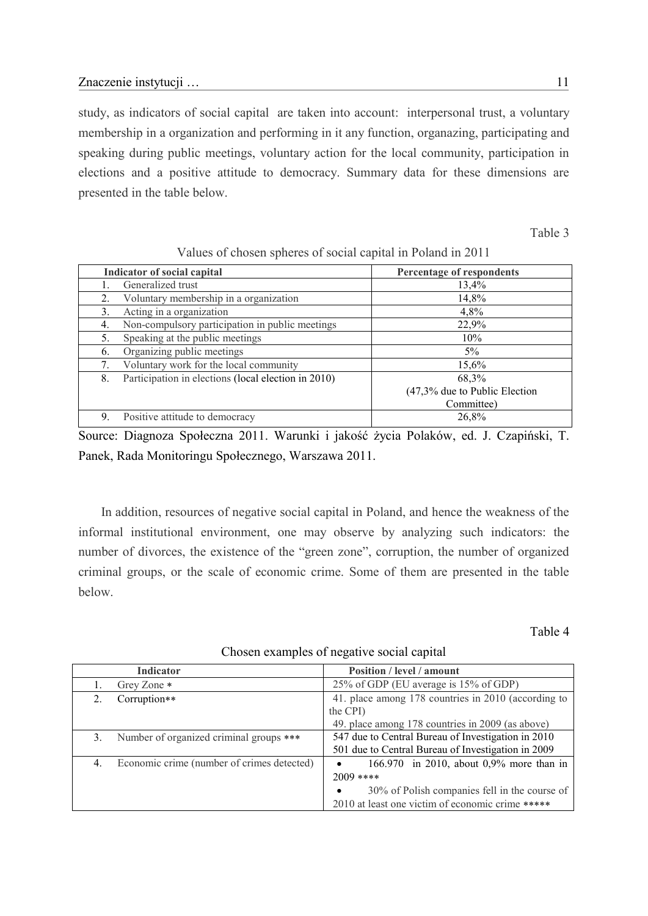study, as indicators of social capital are taken into account: interpersonal trust, a voluntary membership in a organization and performing in it any function, organazing, participating and speaking during public meetings, voluntary action for the local community, participation in elections and a positive attitude to democracy. Summary data for these dimensions are presented in the table below.

Table 3

Values of chosen spheres of social capital in Poland in 2011

| Indicator of social capital | Percentage of respondents |
|---|---|
| 1. Generalized trust | 13,4% |
| 2. Voluntary membership in a organization | 14,8% |
| 3. Acting in a organization | 4,8% |
| 4. Non-compulsory participation in public meetings | 22,9% |
| 5. Speaking at the public meetings | 10% |
| 6. Organizing public meetings | 5% |
| 7. Voluntary work for the local community | 15,6% |
| 8. Participation in elections (local election in 2010) | 68,3% (47,3% due to Public Election Committee) |
| 9. Positive attitude to democracy | 26,8% |

Source: Diagnoza Społeczna 2011. Warunki i jakość życia Polaków, ed. J. Czapiński, T. Panek, Rada Monitoringu Społecznego, Warszawa 2011.

In addition, resources of negative social capital in Poland, and hence the weakness of the informal institutional environment, one may observe by analyzing such indicators: the number of divorces, the existence of the "green zone", corruption, the number of organized criminal groups, or the scale of economic crime. Some of them are presented in the table below.

Table 4

Chosen examples of negative social capital

| Indicator | Position / level / amount |
|---|---|
| 1. Grey Zone * | 25% of GDP (EU average is 15% of GDP) |
| 2. Corruption** | 41. place among 178 countries in 2010 (according to the CPI)<br>49. place among 178 countries in 2009 (as above) |
| 3. Number of organized criminal groups *** | 547 due to Central Bureau of Investigation in 2010<br>501 due to Central Bureau of Investigation in 2009 |
| 4. Economic crime (number of crimes detected) | • 166.970 in 2010, about 0,9% more than in 2009 ****<br>• 30% of Polish companies fell in the course of 2010 at least one victim of economic crime ***** |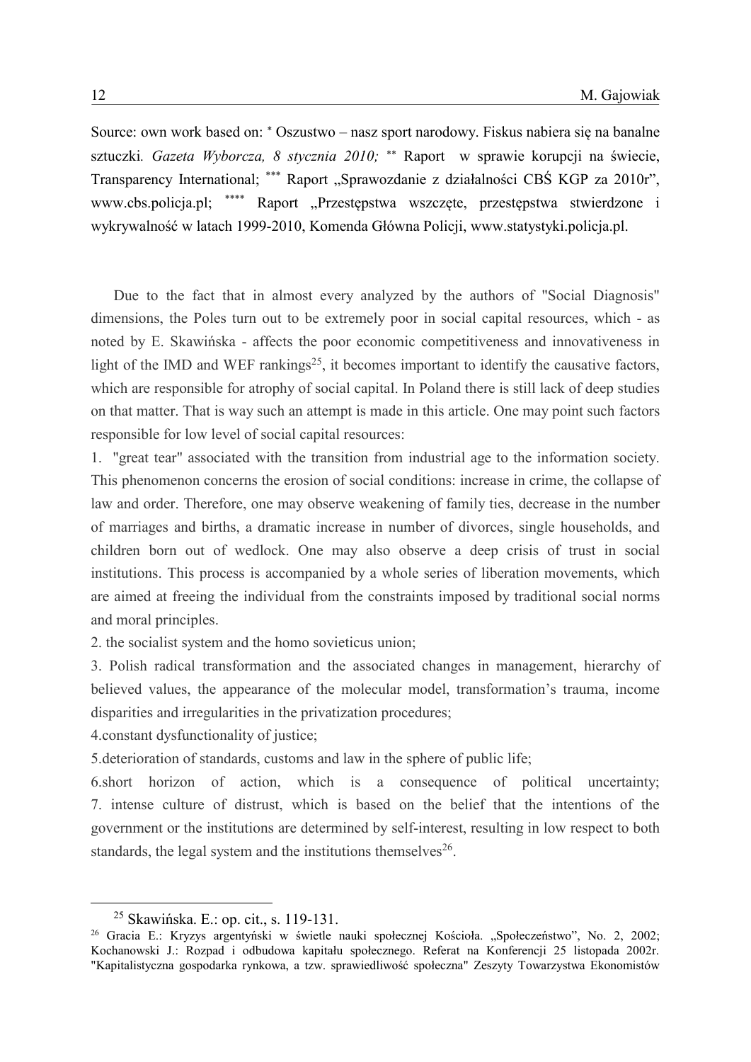Source: own work based on: * Oszustwo – nasz sport narodowy. Fiskus nabiera się na banalne sztuczki. *Gazeta Wyborcza, 8 stycznia 2010;* ** Raport w sprawie korupcji na świecie, Transparency International; *** Raport „Sprawozdanie z działalności CBŚ KGP za 2010r", www.cbs.policja.pl; **** Raport „Przestępstwa wszczęte, przestępstwa stwierdzone i wykrywalność w latach 1999-2010, Komenda Główna Policji, www.statystyki.policja.pl.

Due to the fact that in almost every analyzed by the authors of "Social Diagnosis" dimensions, the Poles turn out to be extremely poor in social capital resources, which - as noted by E. Skawińska - affects the poor economic competitiveness and innovativeness in light of the IMD and WEF rankings[25], it becomes important to identify the causative factors, which are responsible for atrophy of social capital. In Poland there is still lack of deep studies on that matter. That is way such an attempt is made in this article. One may point such factors responsible for low level of social capital resources:

1. "great tear" associated with the transition from industrial age to the information society. This phenomenon concerns the erosion of social conditions: increase in crime, the collapse of law and order. Therefore, one may observe weakening of family ties, decrease in the number of marriages and births, a dramatic increase in number of divorces, single households, and children born out of wedlock. One may also observe a deep crisis of trust in social institutions. This process is accompanied by a whole series of liberation movements, which are aimed at freeing the individual from the constraints imposed by traditional social norms and moral principles.
2. the socialist system and the homo sovieticus union;
3. Polish radical transformation and the associated changes in management, hierarchy of believed values, the appearance of the molecular model, transformation's trauma, income disparities and irregularities in the privatization procedures;
4. constant dysfunctionality of justice;
5. deterioration of standards, customs and law in the sphere of public life;
6. short horizon of action, which is a consequence of political uncertainty;
7. intense culture of distrust, which is based on the belief that the intentions of the government or the institutions are determined by self-interest, resulting in low respect to both standards, the legal system and the institutions themselves[26].

---

[25] Skawińska. E.: op. cit., s. 119-131.

[26] Gracia E.: Kryzys argentyński w świetle nauki społecznej Kościoła. „Społeczeństwo", No. 2, 2002; Kochanowski J.: Rozpad i odbudowa kapitału społecznego. Referat na Konferencji 25 listopada 2002r. "Kapitalistyczna gospodarka rynkowa, a tzw. sprawiedliwość społeczna" Zeszyty Towarzystwa Ekonomistów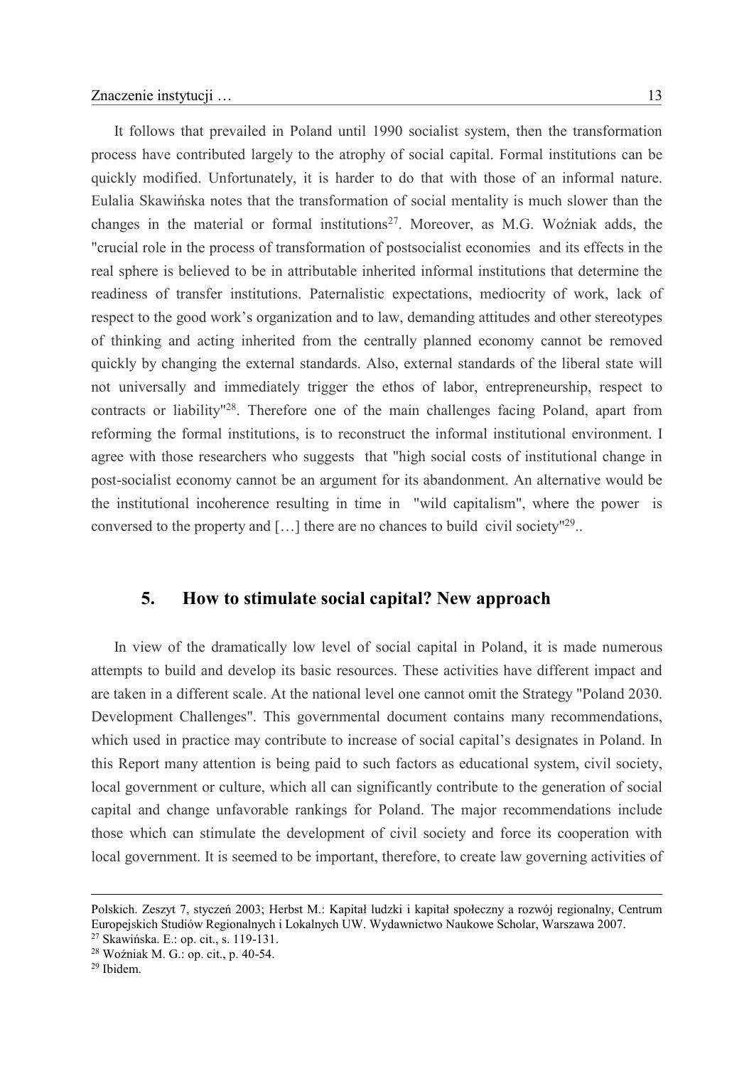It follows that prevailed in Poland until 1990 socialist system, then the transformation process have contributed largely to the atrophy of social capital. Formal institutions can be quickly modified. Unfortunately, it is harder to do that with those of an informal nature. Eulalia Skawińska notes that the transformation of social mentality is much slower than the changes in the material or formal institutions[27]. Moreover, as M.G. Woźniak adds, the "crucial role in the process of transformation of postsocialist economies and its effects in the real sphere is believed to be in attributable inherited informal institutions that determine the readiness of transfer institutions. Paternalistic expectations, mediocrity of work, lack of respect to the good work's organization and to law, demanding attitudes and other stereotypes of thinking and acting inherited from the centrally planned economy cannot be removed quickly by changing the external standards. Also, external standards of the liberal state will not universally and immediately trigger the ethos of labor, entrepreneurship, respect to contracts or liability"[28]. Therefore one of the main challenges facing Poland, apart from reforming the formal institutions, is to reconstruct the informal institutional environment. I agree with those researchers who suggests that "high social costs of institutional change in post-socialist economy cannot be an argument for its abandonment. An alternative would be the institutional incoherence resulting in time in "wild capitalism", where the power is conversed to the property and […] there are no chances to build civil society"[29]..

## 5. How to stimulate social capital? New approach

In view of the dramatically low level of social capital in Poland, it is made numerous attempts to build and develop its basic resources. These activities have different impact and are taken in a different scale. At the national level one cannot omit the Strategy "Poland 2030. Development Challenges". This governmental document contains many recommendations, which used in practice may contribute to increase of social capital's designates in Poland. In this Report many attention is being paid to such factors as educational system, civil society, local government or culture, which all can significantly contribute to the generation of social capital and change unfavorable rankings for Poland. The major recommendations include those which can stimulate the development of civil society and force its cooperation with local government. It is seemed to be important, therefore, to create law governing activities of

---

Polskich. Zeszyt 7, styczeń 2003; Herbst M.: Kapitał ludzki i kapitał społeczny a rozwój regionalny, Centrum Europejskich Studiów Regionalnych i Lokalnych UW. Wydawnictwo Naukowe Scholar, Warszawa 2007.

[27] Skawińska. E.: op. cit., s. 119-131.

[28] Woźniak M. G.: op. cit., p. 40-54.

[29] Ibidem.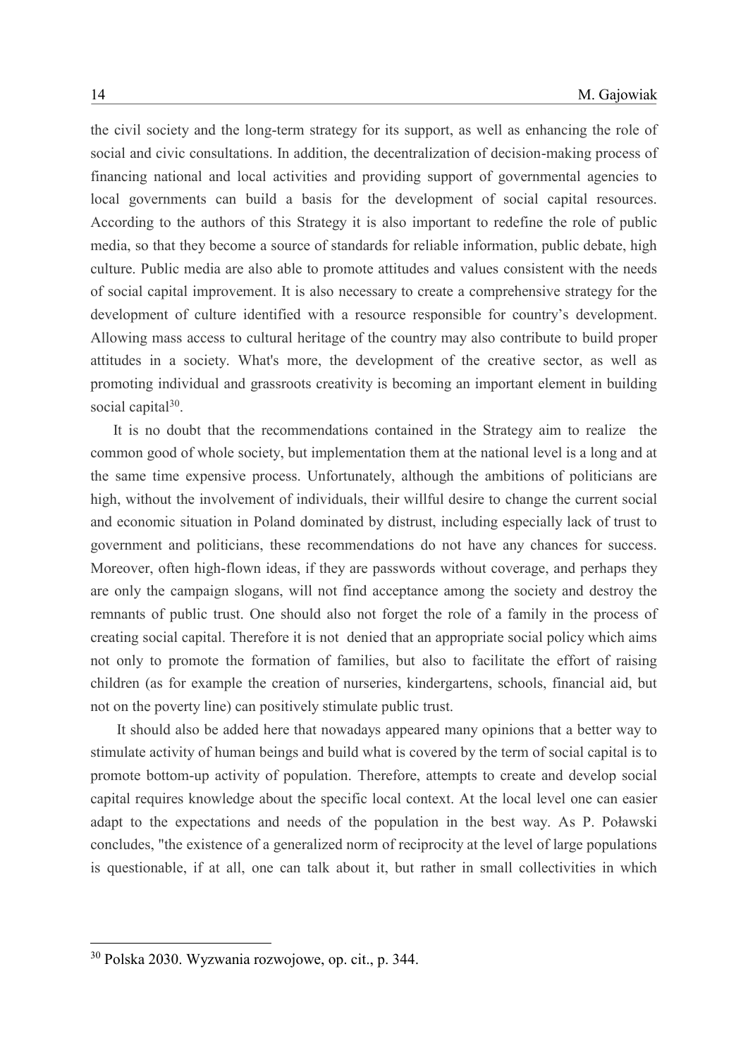the civil society and the long-term strategy for its support, as well as enhancing the role of social and civic consultations. In addition, the decentralization of decision-making process of financing national and local activities and providing support of governmental agencies to local governments can build a basis for the development of social capital resources. According to the authors of this Strategy it is also important to redefine the role of public media, so that they become a source of standards for reliable information, public debate, high culture. Public media are also able to promote attitudes and values consistent with the needs of social capital improvement. It is also necessary to create a comprehensive strategy for the development of culture identified with a resource responsible for country's development. Allowing mass access to cultural heritage of the country may also contribute to build proper attitudes in a society. What's more, the development of the creative sector, as well as promoting individual and grassroots creativity is becoming an important element in building social capital[30].

It is no doubt that the recommendations contained in the Strategy aim to realize the common good of whole society, but implementation them at the national level is a long and at the same time expensive process. Unfortunately, although the ambitions of politicians are high, without the involvement of individuals, their willful desire to change the current social and economic situation in Poland dominated by distrust, including especially lack of trust to government and politicians, these recommendations do not have any chances for success. Moreover, often high-flown ideas, if they are passwords without coverage, and perhaps they are only the campaign slogans, will not find acceptance among the society and destroy the remnants of public trust. One should also not forget the role of a family in the process of creating social capital. Therefore it is not denied that an appropriate social policy which aims not only to promote the formation of families, but also to facilitate the effort of raising children (as for example the creation of nurseries, kindergartens, schools, financial aid, but not on the poverty line) can positively stimulate public trust.

It should also be added here that nowadays appeared many opinions that a better way to stimulate activity of human beings and build what is covered by the term of social capital is to promote bottom-up activity of population. Therefore, attempts to create and develop social capital requires knowledge about the specific local context. At the local level one can easier adapt to the expectations and needs of the population in the best way. As P. Poławski concludes, "the existence of a generalized norm of reciprocity at the level of large populations is questionable, if at all, one can talk about it, but rather in small collectivities in which

---

[30] Polska 2030. Wyzwania rozwojowe, op. cit., p. 344.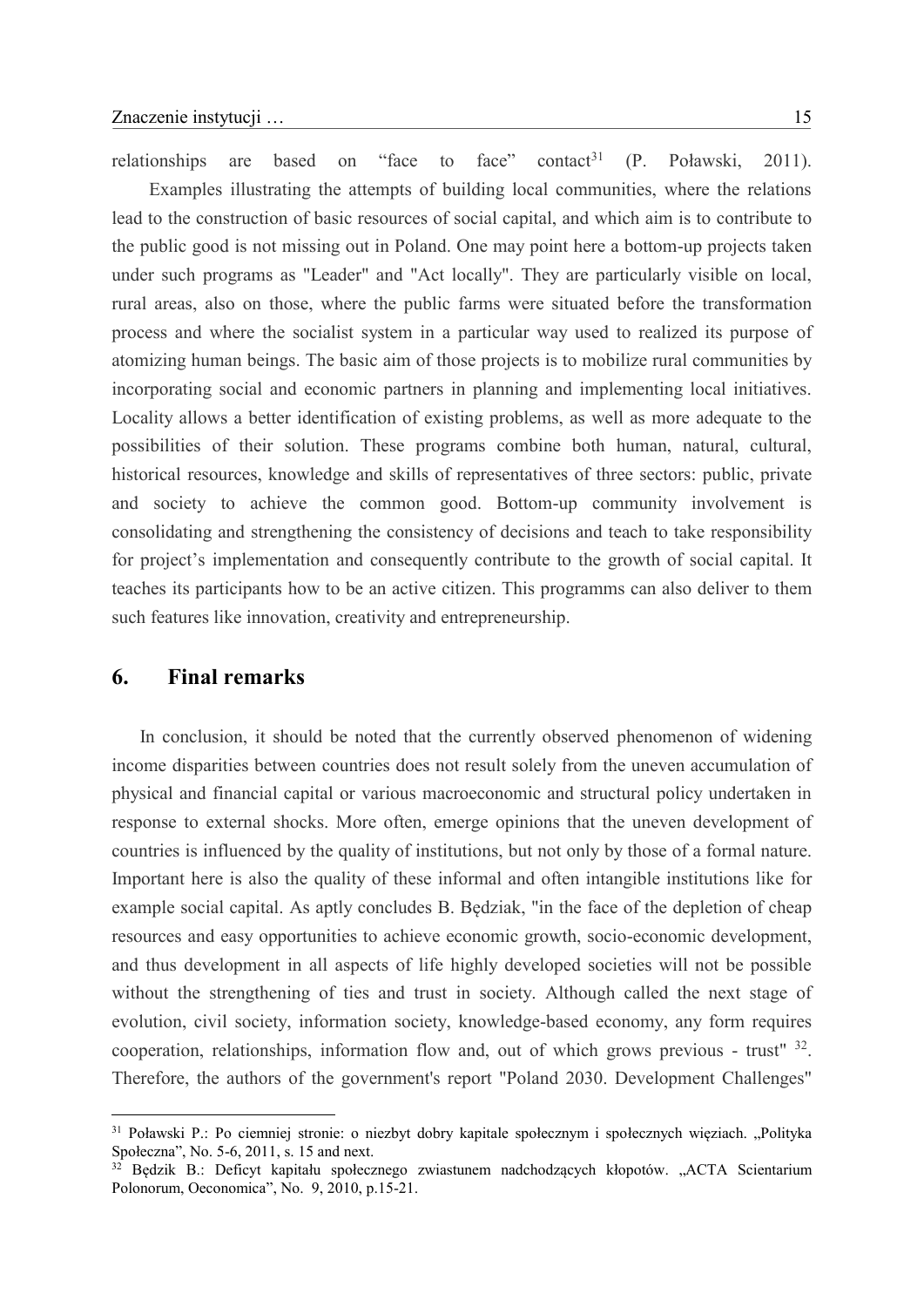relationships are based on "face to face" contact[31] (P. Poławski, 2011).

Examples illustrating the attempts of building local communities, where the relations lead to the construction of basic resources of social capital, and which aim is to contribute to the public good is not missing out in Poland. One may point here a bottom-up projects taken under such programs as "Leader" and "Act locally". They are particularly visible on local, rural areas, also on those, where the public farms were situated before the transformation process and where the socialist system in a particular way used to realized its purpose of atomizing human beings. The basic aim of those projects is to mobilize rural communities by incorporating social and economic partners in planning and implementing local initiatives. Locality allows a better identification of existing problems, as well as more adequate to the possibilities of their solution. These programs combine both human, natural, cultural, historical resources, knowledge and skills of representatives of three sectors: public, private and society to achieve the common good. Bottom-up community involvement is consolidating and strengthening the consistency of decisions and teach to take responsibility for project's implementation and consequently contribute to the growth of social capital. It teaches its participants how to be an active citizen. This programms can also deliver to them such features like innovation, creativity and entrepreneurship.

## 6. Final remarks

In conclusion, it should be noted that the currently observed phenomenon of widening income disparities between countries does not result solely from the uneven accumulation of physical and financial capital or various macroeconomic and structural policy undertaken in response to external shocks. More often, emerge opinions that the uneven development of countries is influenced by the quality of institutions, but not only by those of a formal nature. Important here is also the quality of these informal and often intangible institutions like for example social capital. As aptly concludes B. Będziak, "in the face of the depletion of cheap resources and easy opportunities to achieve economic growth, socio-economic development, and thus development in all aspects of life highly developed societies will not be possible without the strengthening of ties and trust in society. Although called the next stage of evolution, civil society, information society, knowledge-based economy, any form requires cooperation, relationships, information flow and, out of which grows previous - trust" [32]. Therefore, the authors of the government's report "Poland 2030. Development Challenges"

---

[31] Poławski P.: Po ciemniej stronie: o niezbyt dobry kapitale społecznym i społecznych więziach. „Polityka Społeczna", No. 5-6, 2011, s. 15 and next.

[32] Będzik B.: Deficyt kapitału społecznego zwiastunem nadchodzących kłopotów. „ACTA Scientarium Polonorum, Oeconomica", No. 9, 2010, p.15-21.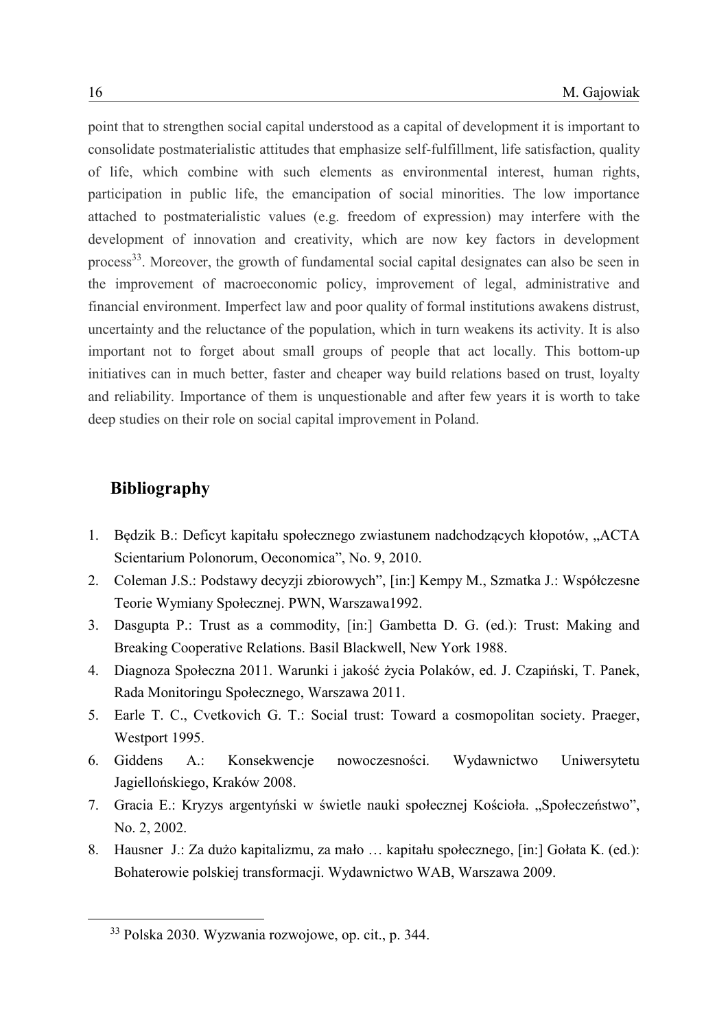point that to strengthen social capital understood as a capital of development it is important to consolidate postmaterialistic attitudes that emphasize self-fulfillment, life satisfaction, quality of life, which combine with such elements as environmental interest, human rights, participation in public life, the emancipation of social minorities. The low importance attached to postmaterialistic values (e.g. freedom of expression) may interfere with the development of innovation and creativity, which are now key factors in development process[33]. Moreover, the growth of fundamental social capital designates can also be seen in the improvement of macroeconomic policy, improvement of legal, administrative and financial environment. Imperfect law and poor quality of formal institutions awakens distrust, uncertainty and the reluctance of the population, which in turn weakens its activity. It is also important not to forget about small groups of people that act locally. This bottom-up initiatives can in much better, faster and cheaper way build relations based on trust, loyalty and reliability. Importance of them is unquestionable and after few years it is worth to take deep studies on their role on social capital improvement in Poland.

## Bibliography

1. Będzik B.: Deficyt kapitału społecznego zwiastunem nadchodzących kłopotów, „ACTA Scientarium Polonorum, Oeconomica", No. 9, 2010.
2. Coleman J.S.: Podstawy decyzji zbiorowych", [in:] Kempy M., Szmatka J.: Współczesne Teorie Wymiany Społecznej. PWN, Warszawa1992.
3. Dasgupta P.: Trust as a commodity, [in:] Gambetta D. G. (ed.): Trust: Making and Breaking Cooperative Relations. Basil Blackwell, New York 1988.
4. Diagnoza Społeczna 2011. Warunki i jakość życia Polaków, ed. J. Czapiński, T. Panek, Rada Monitoringu Społecznego, Warszawa 2011.
5. Earle T. C., Cvetkovich G. T.: Social trust: Toward a cosmopolitan society. Praeger, Westport 1995.
6. Giddens A.: Konsekwencje nowoczesności. Wydawnictwo Uniwersytetu Jagiellońskiego, Kraków 2008.
7. Gracia E.: Kryzys argentyński w świetle nauki społecznej Kościoła. „Społeczeństwo", No. 2, 2002.
8. Hausner J.: Za dużo kapitalizmu, za mało … kapitału społecznego, [in:] Gołata K. (ed.): Bohaterowie polskiej transformacji. Wydawnictwo WAB, Warszawa 2009.

[33] Polska 2030. Wyzwania rozwojowe, op. cit., p. 344.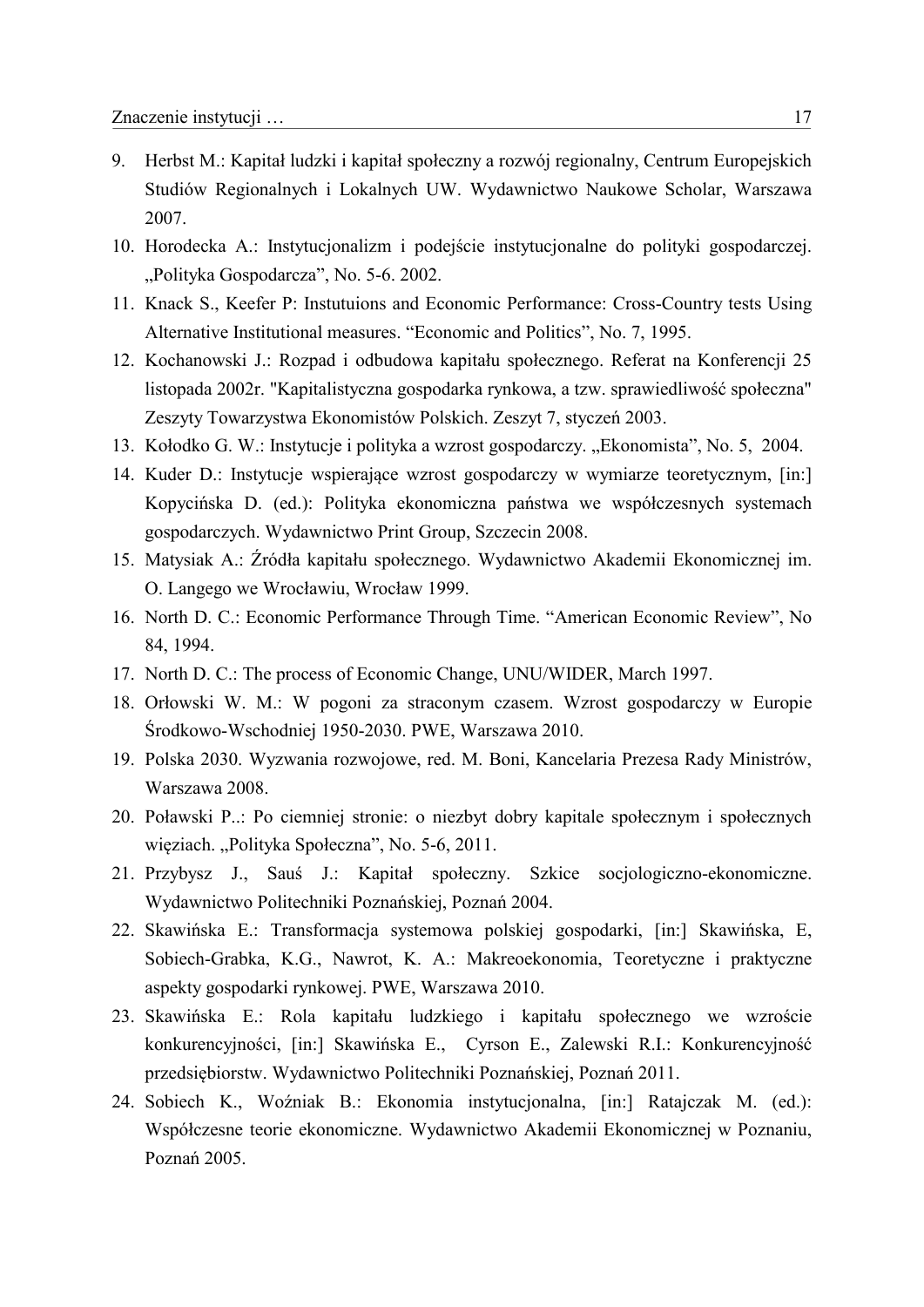9. Herbst M.: Kapitał ludzki i kapitał społeczny a rozwój regionalny, Centrum Europejskich Studiów Regionalnych i Lokalnych UW. Wydawnictwo Naukowe Scholar, Warszawa 2007.
10. Horodecka A.: Instytucjonalizm i podejście instytucjonalne do polityki gospodarczej. „Polityka Gospodarcza", No. 5-6. 2002.
11. Knack S., Keefer P: Instutuions and Economic Performance: Cross-Country tests Using Alternative Institutional measures. "Economic and Politics", No. 7, 1995.
12. Kochanowski J.: Rozpad i odbudowa kapitału społecznego. Referat na Konferencji 25 listopada 2002r. "Kapitalistyczna gospodarka rynkowa, a tzw. sprawiedliwość społeczna" Zeszyty Towarzystwa Ekonomistów Polskich. Zeszyt 7, styczeń 2003.
13. Kołodko G. W.: Instytucje i polityka a wzrost gospodarczy. „Ekonomista", No. 5, 2004.
14. Kuder D.: Instytucje wspierające wzrost gospodarczy w wymiarze teoretycznym, [in:] Kopycińska D. (ed.): Polityka ekonomiczna państwa we współczesnych systemach gospodarczych. Wydawnictwo Print Group, Szczecin 2008.
15. Matysiak A.: Źródła kapitału społecznego. Wydawnictwo Akademii Ekonomicznej im. O. Langego we Wrocławiu, Wrocław 1999.
16. North D. C.: Economic Performance Through Time. "American Economic Review", No 84, 1994.
17. North D. C.: The process of Economic Change, UNU/WIDER, March 1997.
18. Orłowski W. M.: W pogoni za straconym czasem. Wzrost gospodarczy w Europie Środkowo-Wschodniej 1950-2030. PWE, Warszawa 2010.
19. Polska 2030. Wyzwania rozwojowe, red. M. Boni, Kancelaria Prezesa Rady Ministrów, Warszawa 2008.
20. Poławski P..: Po ciemniej stronie: o niezbyt dobry kapitale społecznym i społecznych więziach. „Polityka Społeczna", No. 5-6, 2011.
21. Przybysz J., Sauś J.: Kapitał społeczny. Szkice socjologiczno-ekonomiczne. Wydawnictwo Politechniki Poznańskiej, Poznań 2004.
22. Skawińska E.: Transformacja systemowa polskiej gospodarki, [in:] Skawińska, E, Sobiech-Grabka, K.G., Nawrot, K. A.: Makreoekonomia, Teoretyczne i praktyczne aspekty gospodarki rynkowej. PWE, Warszawa 2010.
23. Skawińska E.: Rola kapitału ludzkiego i kapitału społecznego we wzroście konkurencyjności, [in:] Skawińska E., Cyrson E., Zalewski R.I.: Konkurencyjność przedsiębiorstw. Wydawnictwo Politechniki Poznańskiej, Poznań 2011.
24. Sobiech K., Woźniak B.: Ekonomia instytucjonalna, [in:] Ratajczak M. (ed.): Współczesne teorie ekonomiczne. Wydawnictwo Akademii Ekonomicznej w Poznaniu, Poznań 2005.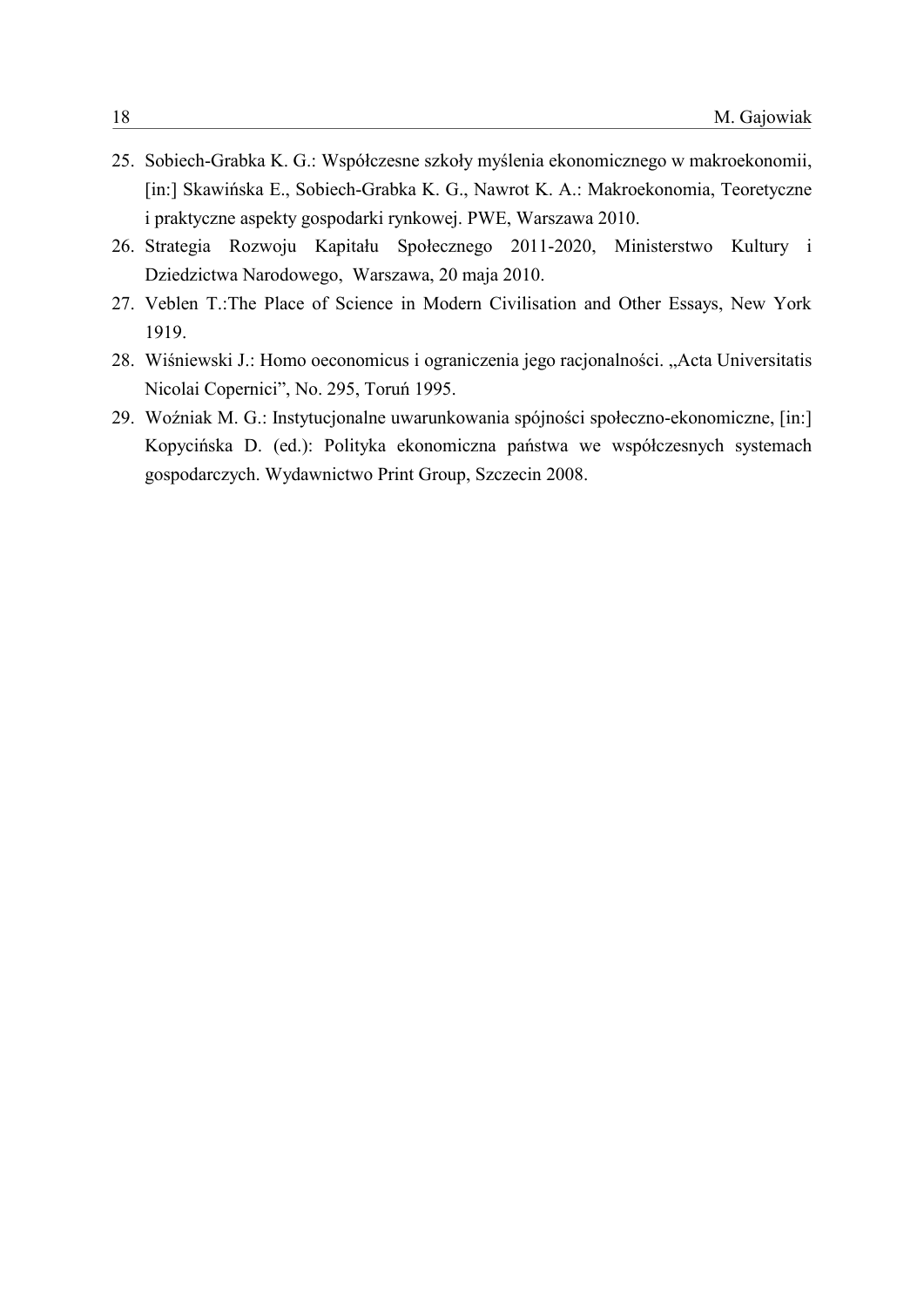25. Sobiech-Grabka K. G.: Współczesne szkoły myślenia ekonomicznego w makroekonomii, [in:] Skawińska E., Sobiech-Grabka K. G., Nawrot K. A.: Makroekonomia, Teoretyczne i praktyczne aspekty gospodarki rynkowej. PWE, Warszawa 2010.
26. Strategia Rozwoju Kapitału Społecznego 2011-2020, Ministerstwo Kultury i Dziedzictwa Narodowego, Warszawa, 20 maja 2010.
27. Veblen T.:The Place of Science in Modern Civilisation and Other Essays, New York 1919.
28. Wiśniewski J.: Homo oeconomicus i ograniczenia jego racjonalności. „Acta Universitatis Nicolai Copernici", No. 295, Toruń 1995.
29. Woźniak M. G.: Instytucjonalne uwarunkowania spójności społeczno-ekonomiczne, [in:] Kopycińska D. (ed.): Polityka ekonomiczna państwa we współczesnych systemach gospodarczych. Wydawnictwo Print Group, Szczecin 2008.